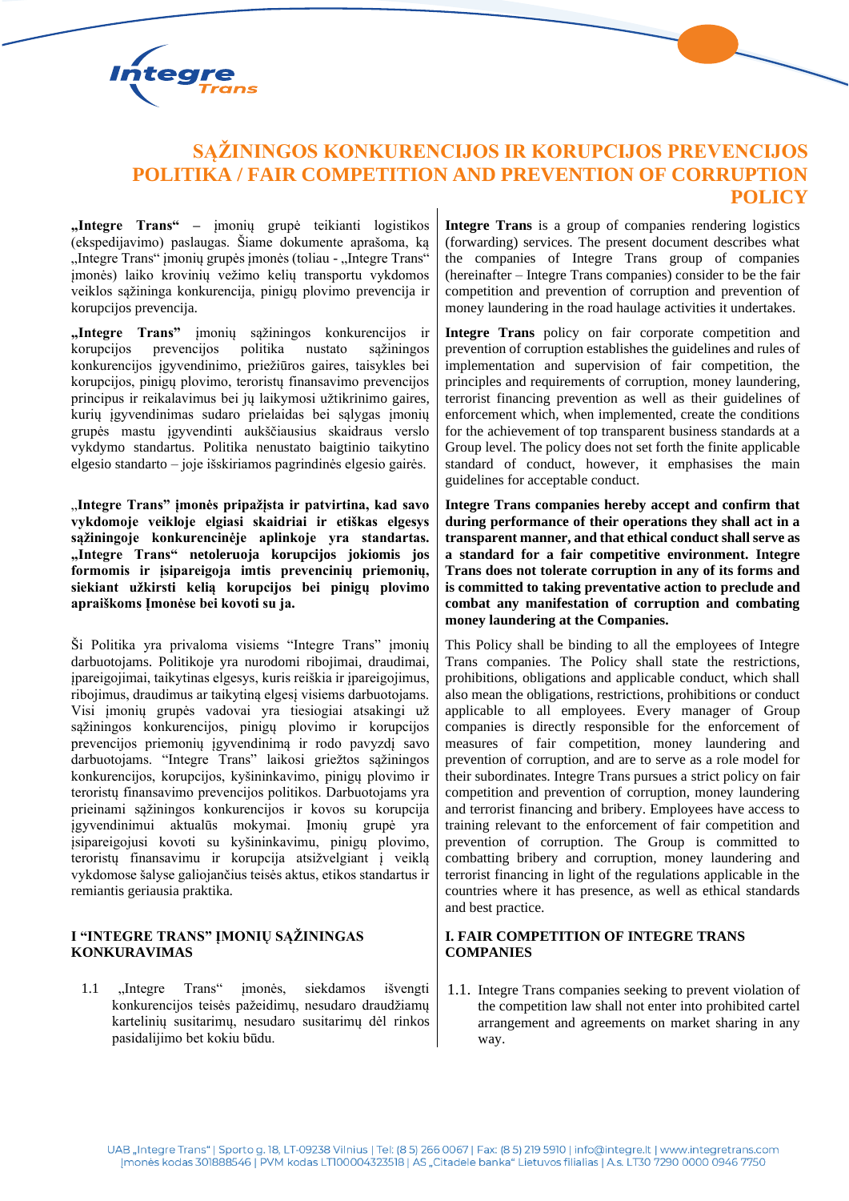# SĄŽININGOS KONKURENCIJOS IR KORUPCIJOS PREVENCIJOS POLITIKA / FAIR COMPETITION AND PREVENTION OF CORRUPTION POLICY

**„Integre Trans“** – įmonių grupė teikianti logistikos (ekspedijavimo) paslaugas. Šiame dokumente aprašoma, ką „Integre Trans“ įmonių grupės įmonės (toliau - „Integre Trans“ įmonės) laiko krovinių vežimo kelių transportu vykdomos veiklos sąžininga konkurencija, pinigų plovimo prevencija ir korupcijos prevencija.

**„Integre Trans”** įmonių sąžiningos konkurencijos ir korupcijos prevencijos politika nustato sąžiningos konkurencijos įgyvendinimo, priežiūros gaires, taisykles bei korupcijos, pinigų plovimo, teroristų finansavimo prevencijos principus ir reikalavimus bei jų laikymosi užtikrinimo gaires, kurių įgyvendinimas sudaro prielaidas bei sąlygas įmonių grupės mastu įgyvendinti aukščiausius skaidraus verslo vykdymo standartus. Politika nenustato baigtinio taikytino elgesio standarto – joje išskiriamos pagrindinės elgesio gairės.

**„Integre Trans” įmonės pripažįsta ir patvirtina, kad savo vykdomoje veikloje elgiasi skaidriai ir etiškas elgesys sąžiningoje konkurencinėje aplinkoje yra standartas. „Integre Trans“ netoleruoja korupcijos jokiomis jos formomis ir įsipareigoja imtis prevencinių priemonių, siekiant užkirsti kelią korupcijos bei pinigų plovimo apraiškoms Įmonėse bei kovoti su ja.**

Ši Politika yra privaloma visiems “Integre Trans” įmonių darbuotojams. Politikoje yra nurodomi ribojimai, draudimai, įpareigojimai, taikytinas elgesys, kuris reiškia ir įpareigojimus, ribojimus, draudimus ar taikytiną elgesį visiems darbuotojams. Visi įmonių grupės vadovai yra tiesiogiai atsakingi už sąžiningos konkurencijos, pinigų plovimo ir korupcijos prevencijos priemonių įgyvendinimą ir rodo pavyzdį savo darbuotojams. “Integre Trans” laikosi griežtos sąžiningos konkurencijos, korupcijos, kyšininkavimo, pinigų plovimo ir teroristų finansavimo prevencijos politikos. Darbuotojams yra prieinami sąžiningos konkurencijos ir kovos su korupcija įgyvendinimui aktualūs mokymai. Įmonių grupė yra įsipareigojusi kovoti su kyšininkavimu, pinigų plovimu, teroristų finansavimu ir korupcija atsižvelgiant į veiklą vykdomose šalyse galiojančius teisės aktus, etikos standartus ir remiantis geriausia praktika.

## I “INTEGRE TRANS” ĮMONIŲ SĄŽININGAS KONKURAVIMAS

1.1 „Integre Trans“ įmonės, siekdamos išvengti konkurencijos teisės pažeidimų, nesudaro draudžiamų kartelinių susitarimų, nesudaro susitarimų dėl rinkos pasidalijimo bet kokiu būdu.

**Integre Trans** is a group of companies rendering logistics (forwarding) services. The present document describes what the companies of Integre Trans group of companies (hereinafter – Integre Trans companies) consider to be the fair competition and prevention of corruption and prevention of money laundering in the road haulage activities it undertakes.

**Integre Trans** policy on fair corporate competition and prevention of corruption establishes the guidelines and rules of implementation and supervision of fair competition, the principles and requirements of corruption, money laundering, terrorist financing prevention as well as their guidelines of enforcement which, when implemented, create the conditions for the achievement of top transparent business standards at a Group level. The policy does not set forth the finite applicable standard of conduct, however, it emphasises the main guidelines for acceptable conduct.

**Integre Trans companies hereby accept and confirm that during performance of their operations they shall act in a transparent manner, and that ethical conduct shall serve as a standard for a fair competitive environment. Integre Trans does not tolerate corruption in any of its forms and is committed to taking preventative action to preclude and combat any manifestation of corruption and combating money laundering at the Companies.**

This Policy shall be binding to all the employees of Integre Trans companies. The Policy shall state the restrictions, prohibitions, obligations and applicable conduct, which shall also mean the obligations, restrictions, prohibitions or conduct applicable to all employees. Every manager of Group companies is directly responsible for the enforcement of measures of fair competition, money laundering and prevention of corruption, and are to serve as a role model for their subordinates. Integre Trans pursues a strict policy on fair competition and prevention of corruption, money laundering and terrorist financing and bribery. Employees have access to training relevant to the enforcement of fair competition and prevention of corruption. The Group is committed to combatting bribery and corruption, money laundering and terrorist financing in light of the regulations applicable in the countries where it has presence, as well as ethical standards and best practice.

## I. FAIR COMPETITION OF INTEGRE TRANS COMPANIES

1.1. Integre Trans companies seeking to prevent violation of the competition law shall not enter into prohibited cartel arrangement and agreements on market sharing in any way.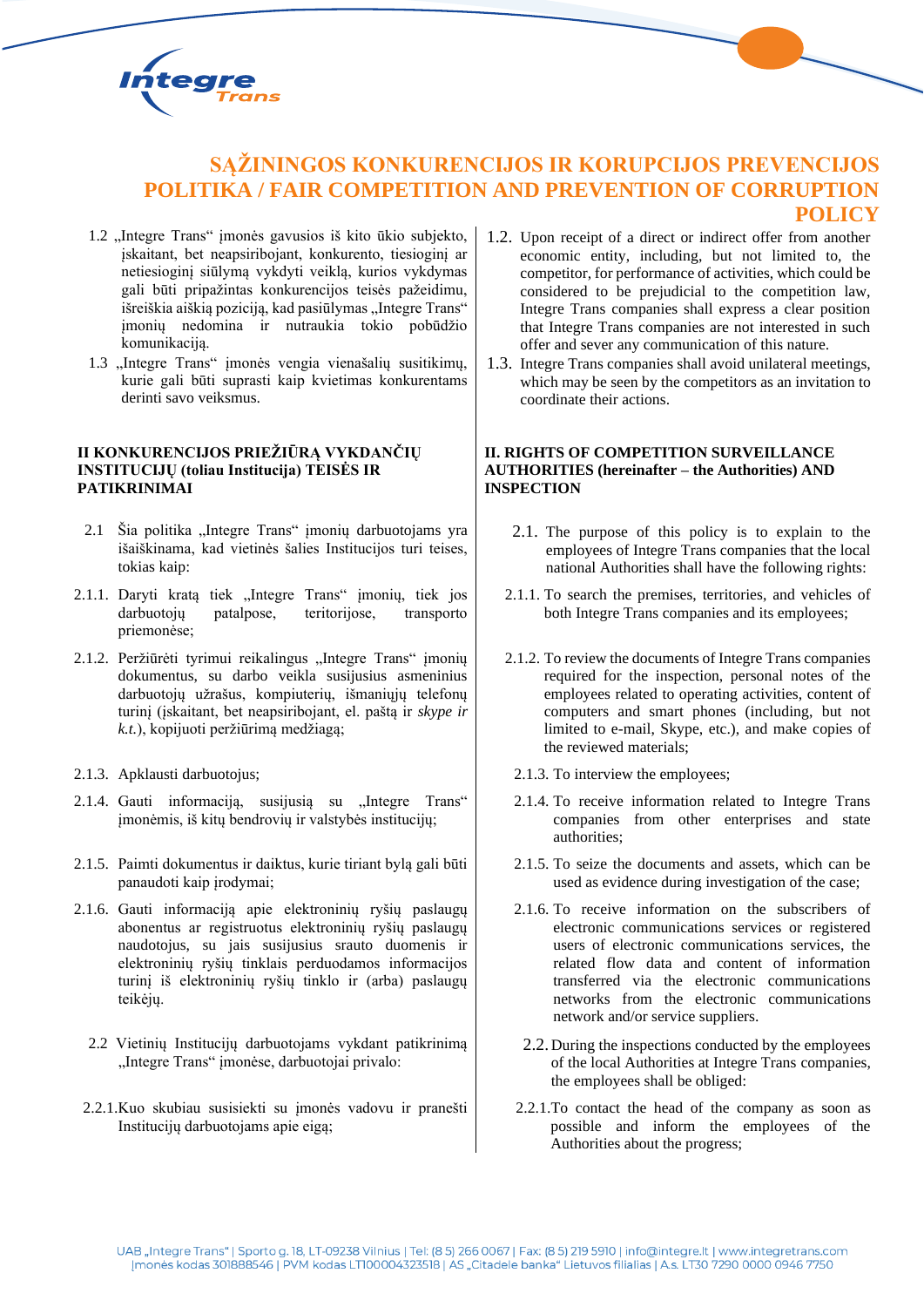# SĄŽININGOS KONKURENCIJOS IR KORUPCIJOS PREVENCIJOS POLITIKA / FAIR COMPETITION AND PREVENTION OF CORRUPTION POLICY

1.2 „Integre Trans“ įmonės gavusios iš kito ūkio subjekto, įskaitant, bet neapsiribojant, konkurento, tiesioginį ar netiesioginį siūlymą vykdyti veiklą, kurios vykdymas gali būti pripažintas konkurencijos teisės pažeidimu, išreiškia aiškią poziciją, kad pasiūlymas „Integre Trans“ įmonių nedomina ir nutraukia tokio pobūdžio komunikaciją.

1.3 „Integre Trans“ įmonės vengia vienašalių susitikimų, kurie gali būti suprasti kaip kvietimas konkurentams derinti savo veiksmus.

1.2. Upon receipt of a direct or indirect offer from another economic entity, including, but not limited to, the competitor, for performance of activities, which could be considered to be prejudicial to the competition law, Integre Trans companies shall express a clear position that Integre Trans companies are not interested in such offer and sever any communication of this nature.

1.3. Integre Trans companies shall avoid unilateral meetings, which may be seen by the competitors as an invitation to coordinate their actions.

## II KONKURENCIJOS PRIEŽIŪRĄ VYKDANČIŲ INSTITUCIJŲ (toliau Institucija) TEISĖS IR PATIKRINIMAI

2.1 Šia politika „Integre Trans“ įmonių darbuotojams yra išaiškinama, kad vietinės šalies Institucijos turi teises, tokias kaip:

2.1.1. Daryti kratą tiek „Integre Trans“ įmonių, tiek jos darbuotojų patalpose, teritorijose, transporto priemonėse;

2.1.2. Peržiūrėti tyrimui reikalingus „Integre Trans“ įmonių dokumentus, su darbo veikla susijusius asmeninius darbuotojų užrašus, kompiuterių, išmaniųjų telefonų turinį (įskaitant, bet neapsiribojant, el. paštą ir *skype ir k.t.*), kopijuoti peržiūrimą medžiagą;

2.1.3. Apklausti darbuotojus;

2.1.4. Gauti informaciją, susijusią su „Integre Trans“ įmonėmis, iš kitų bendrovių ir valstybės institucijų;

2.1.5. Paimti dokumentus ir daiktus, kurie tiriant bylą gali būti panaudoti kaip įrodymai;

2.1.6. Gauti informaciją apie elektroninių ryšių paslaugų abonentus ar registruotus elektroninių ryšių paslaugų naudotojus, su jais susijusius srauto duomenis ir elektroninių ryšių tinklais perduodamos informacijos turinį iš elektroninių ryšių tinklo ir (arba) paslaugų teikėjų.

2.2 Vietinių Institucijų darbuotojams vykdant patikrinimą „Integre Trans“ įmonėse, darbuotojai privalo:

2.2.1. Kuo skubiau susisiekti su įmonės vadovu ir pranešti Institucijų darbuotojams apie eigą;

## II. RIGHTS OF COMPETITION SURVEILLANCE AUTHORITIES (hereinafter – the Authorities) AND INSPECTION

2.1. The purpose of this policy is to explain to the employees of Integre Trans companies that the local national Authorities shall have the following rights:

2.1.1. To search the premises, territories, and vehicles of both Integre Trans companies and its employees;

2.1.2. To review the documents of Integre Trans companies required for the inspection, personal notes of the employees related to operating activities, content of computers and smart phones (including, but not limited to e-mail, Skype, etc.), and make copies of the reviewed materials;

2.1.3. To interview the employees;

2.1.4. To receive information related to Integre Trans companies from other enterprises and state authorities;

2.1.5. To seize the documents and assets, which can be used as evidence during investigation of the case;

2.1.6. To receive information on the subscribers of electronic communications services or registered users of electronic communications services, the related flow data and content of information transferred via the electronic communications networks from the electronic communications network and/or service suppliers.

2.2. During the inspections conducted by the employees of the local Authorities at Integre Trans companies, the employees shall be obliged:

2.2.1. To contact the head of the company as soon as possible and inform the employees of the Authorities about the progress;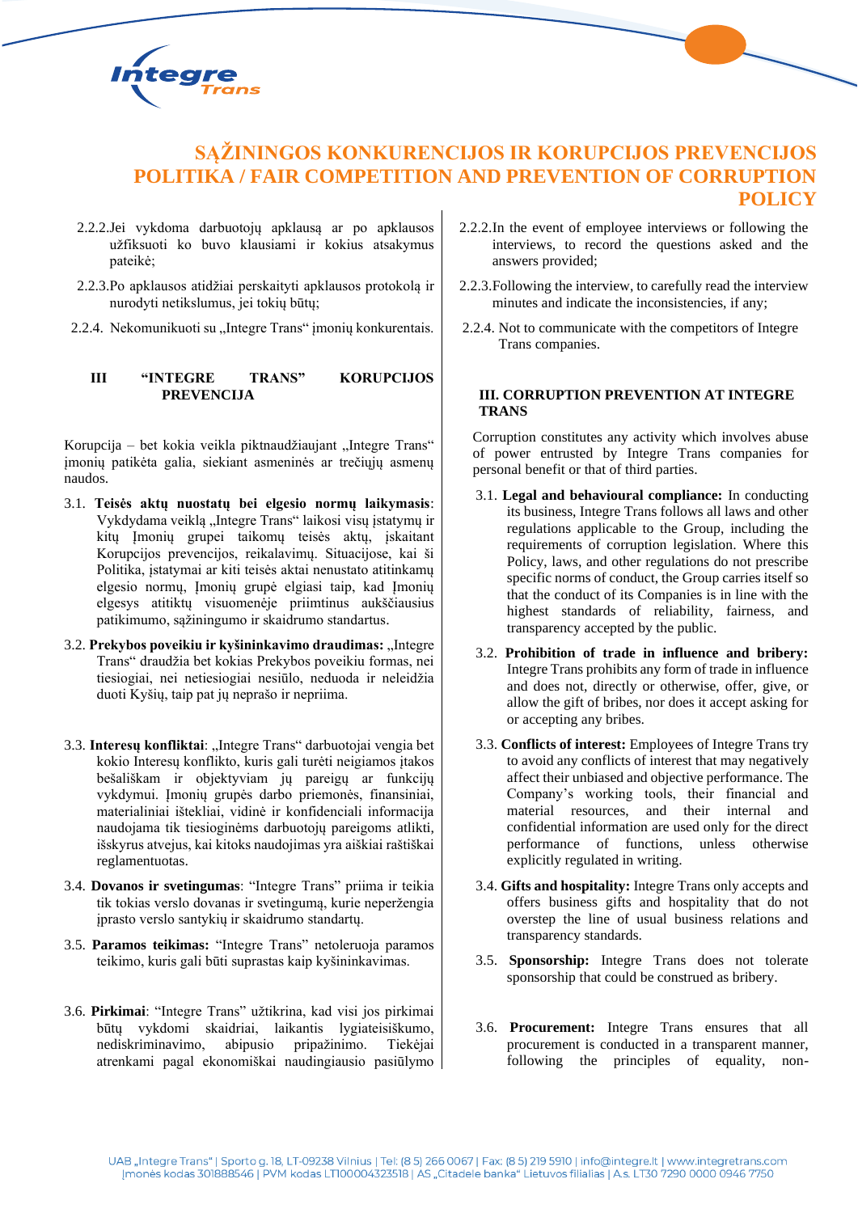# SĄŽININGOS KONKURENCIJOS IR KORUPCIJOS PREVENCIJOS POLITIKA / FAIR COMPETITION AND PREVENTION OF CORRUPTION POLICY

2.2.2.Jei vykdoma darbuotojų apklausą ar po apklausos užfiksuoti ko buvo klausiami ir kokius atsakymus pateikė;

2.2.3.Po apklausos atidžiai perskaityti apklausos protokolą ir nurodyti netikslumus, jei tokių būtų;

2.2.4. Nekomunikuoti su „Integre Trans“ įmonių konkurentais.

## III “INTEGRE TRANS” KORUPCIJOS PREVENCIJA

Korupcija – bet kokia veikla piktnaudžiaujant „Integre Trans“ įmonių patikėta galia, siekiant asmeninės ar trečiųjų asmenų naudos.

3.1. **Teisės aktų nuostatų bei elgesio normų laikymasis**: Vykdydama veiklą „Integre Trans“ laikosi visų įstatymų ir kitų Įmonių grupei taikomų teisės aktų, įskaitant Korupcijos prevencijos, reikalavimų. Situacijose, kai ši Politika, įstatymai ar kiti teisės aktai nenustato atitinkamų elgesio normų, Įmonių grupė elgiasi taip, kad Įmonių elgesys atitiktų visuomenėje priimtinus aukščiausius patikimumo, sąžiningumo ir skaidrumo standartus.

3.2. **Prekybos poveikiu ir kyšininkavimo draudimas:** „Integre Trans“ draudžia bet kokias Prekybos poveikiu formas, nei tiesiogiai, nei netiesiogiai nesiūlo, neduoda ir neleidžia duoti Kyšių, taip pat jų neprašo ir nepriima.

3.3. **Interesų konfliktai**: „Integre Trans“ darbuotojai vengia bet kokio Interesų konflikto, kuris gali turėti neigiamos įtakos bešališkam ir objektyviam jų pareigų ar funkcijų vykdymui. Įmonių grupės darbo priemonės, finansiniai, materialiniai ištekliai, vidinė ir konfidenciali informacija naudojama tik tiesioginėms darbuotojų pareigoms atlikti, išskyrus atvejus, kai kitoks naudojimas yra aiškiai raštiškai reglamentuotas.

3.4. **Dovanos ir svetingumas**: “Integre Trans” priima ir teikia tik tokias verslo dovanas ir svetingumą, kurie neperžengia įprasto verslo santykių ir skaidrumo standartų.

3.5. **Paramos teikimas:** “Integre Trans” netoleruoja paramos teikimo, kuris gali būti suprastas kaip kyšininkavimas.

3.6. **Pirkimai**: “Integre Trans” užtikrina, kad visi jos pirkimai būtų vykdomi skaidriai, laikantis lygiateisiškumo, nediskriminavimo, abipusio pripažinimo. Tiekėjai atrenkami pagal ekonomiškai naudingiausio pasiūlymo

2.2.2.In the event of employee interviews or following the interviews, to record the questions asked and the answers provided;

2.2.3.Following the interview, to carefully read the interview minutes and indicate the inconsistencies, if any;

2.2.4. Not to communicate with the competitors of Integre Trans companies.

## III. CORRUPTION PREVENTION AT INTEGRE TRANS

Corruption constitutes any activity which involves abuse of power entrusted by Integre Trans companies for personal benefit or that of third parties.

3.1. **Legal and behavioural compliance:** In conducting its business, Integre Trans follows all laws and other regulations applicable to the Group, including the requirements of corruption legislation. Where this Policy, laws, and other regulations do not prescribe specific norms of conduct, the Group carries itself so that the conduct of its Companies is in line with the highest standards of reliability, fairness, and transparency accepted by the public.

3.2. **Prohibition of trade in influence and bribery:** Integre Trans prohibits any form of trade in influence and does not, directly or otherwise, offer, give, or allow the gift of bribes, nor does it accept asking for or accepting any bribes.

3.3. **Conflicts of interest:** Employees of Integre Trans try to avoid any conflicts of interest that may negatively affect their unbiased and objective performance. The Company's working tools, their financial and material resources, and their internal and confidential information are used only for the direct performance of functions, unless otherwise explicitly regulated in writing.

3.4. **Gifts and hospitality:** Integre Trans only accepts and offers business gifts and hospitality that do not overstep the line of usual business relations and transparency standards.

3.5. **Sponsorship:** Integre Trans does not tolerate sponsorship that could be construed as bribery.

3.6. **Procurement:** Integre Trans ensures that all procurement is conducted in a transparent manner, following the principles of equality, non-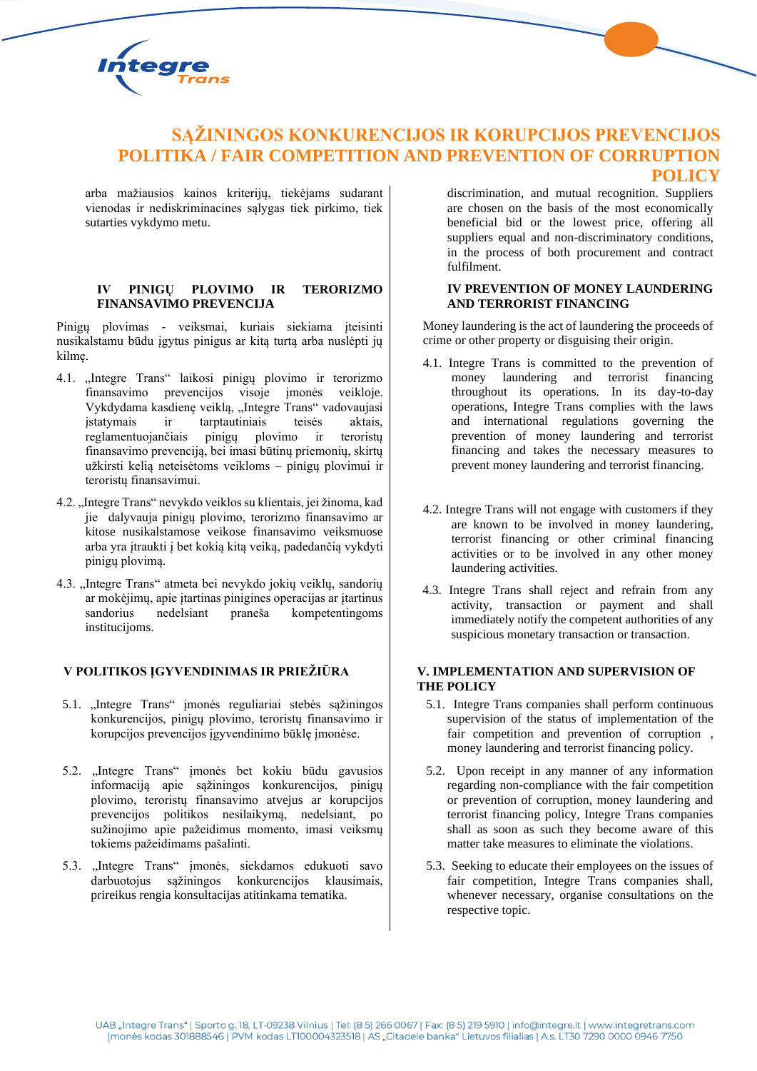arba mažiausios kainos kriterijų, tiekėjams sudarant vienodas ir nediskriminacines sąlygas tiek pirkimo, tiek sutarties vykdymo metu.

discrimination, and mutual recognition. Suppliers are chosen on the basis of the most economically beneficial bid or the lowest price, offering all suppliers equal and non-discriminatory conditions, in the process of both procurement and contract fulfilment.

## IV PINIGŲ PLOVIMO IR TERORIZMO FINANSAVIMO PREVENCIJA

Pinigų plovimas - veiksmai, kuriais siekiama įteisinti nusikalstamu būdu įgytus pinigus ar kitą turtą arba nuslėpti jų kilmę.

4.1. „Integre Trans" laikosi pinigų plovimo ir terorizmo finansavimo prevencijos visoje įmonės veikloje. Vykdydama kasdienę veiklą, „Integre Trans" vadovaujasi įstatymais ir tarptautiniais teisės aktais, reglamentuojančiais pinigų plovimo ir teroristų finansavimo prevenciją, bei imasi būtinų priemonių, skirtų užkirsti kelią neteisėtoms veikloms – pinigų plovimui ir teroristų finansavimui.

4.2. „Integre Trans" nevykdo veiklos su klientais, jei žinoma, kad jie dalyvauja pinigų plovimo, terorizmo finansavimo ar kitose nusikalstamose veikose finansavimo veiksmuose arba yra įtraukti į bet kokią kitą veiką, padedančią vykdyti pinigų plovimą.

4.3. „Integre Trans" atmeta bei nevykdo jokių veiklų, sandorių ar mokėjimų, apie įtartinas pinigines operacijas ar įtartinus sandorius nedelsiant praneša kompetentingoms institucijoms.

## IV PREVENTION OF MONEY LAUNDERING AND TERRORIST FINANCING

Money laundering is the act of laundering the proceeds of crime or other property or disguising their origin.

4.1. Integre Trans is committed to the prevention of money laundering and terrorist financing throughout its operations. In its day-to-day operations, Integre Trans complies with the laws and international regulations governing the prevention of money laundering and terrorist financing and takes the necessary measures to prevent money laundering and terrorist financing.

4.2. Integre Trans will not engage with customers if they are known to be involved in money laundering, terrorist financing or other criminal financing activities or to be involved in any other money laundering activities.

4.3. Integre Trans shall reject and refrain from any activity, transaction or payment and shall immediately notify the competent authorities of any suspicious monetary transaction or transaction.

## V POLITIKOS ĮGYVENDINIMAS IR PRIEŽIŪRA

5.1. „Integre Trans" įmonės reguliariai stebės sąžiningos konkurencijos, pinigų plovimo, teroristų finansavimo ir korupcijos prevencijos įgyvendinimo būklę įmonėse.

5.2. „Integre Trans" įmonės bet kokiu būdu gavusios informaciją apie sąžiningos konkurencijos, pinigų plovimo, teroristų finansavimo atvejus ar korupcijos prevencijos politikos nesilaikymą, nedelsiant, po sužinojimo apie pažeidimus momento, imasi veiksmų tokiems pažeidimams pašalinti.

5.3. „Integre Trans" įmonės, siekdamos edukuoti savo darbuotojus sąžiningos konkurencijos klausimais, prireikus rengia konsultacijas atitinkama tematika.

## V. IMPLEMENTATION AND SUPERVISION OF THE POLICY

5.1. Integre Trans companies shall perform continuous supervision of the status of implementation of the fair competition and prevention of corruption , money laundering and terrorist financing policy.

5.2. Upon receipt in any manner of any information regarding non-compliance with the fair competition or prevention of corruption, money laundering and terrorist financing policy, Integre Trans companies shall as soon as such they become aware of this matter take measures to eliminate the violations.

5.3. Seeking to educate their employees on the issues of fair competition, Integre Trans companies shall, whenever necessary, organise consultations on the respective topic.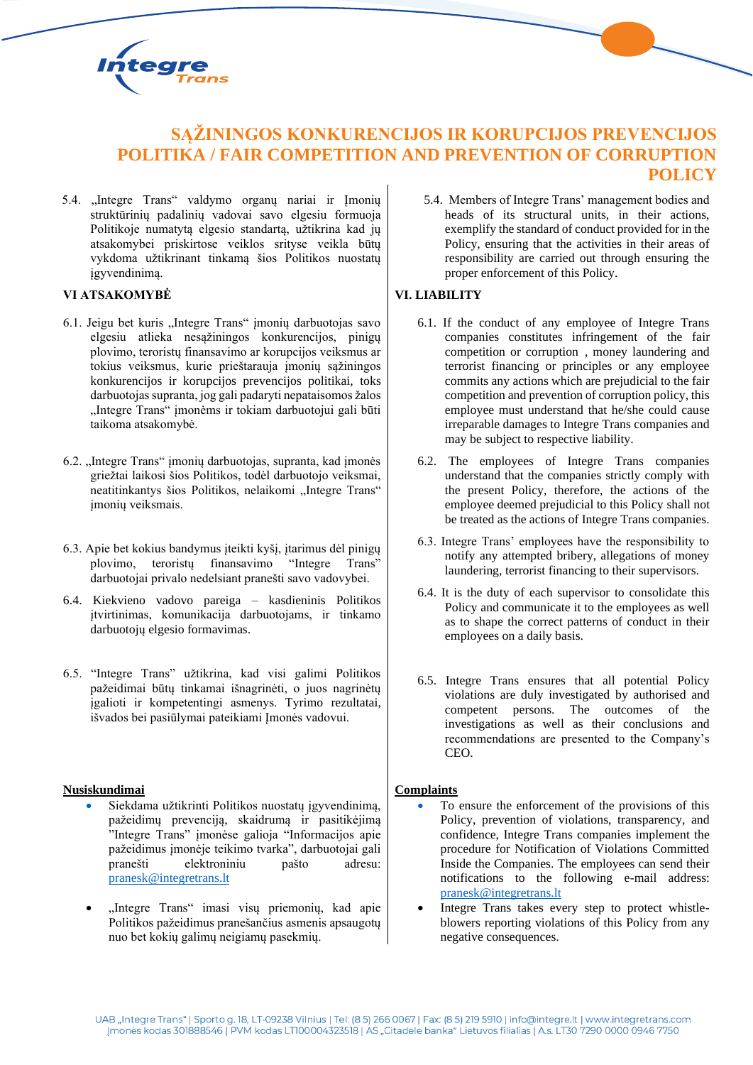# SĄŽININGOS KONKURENCIJOS IR KORUPCIJOS PREVENCIJOS POLITIKA / FAIR COMPETITION AND PREVENTION OF CORRUPTION POLICY

5.4. „Integre Trans" valdymo organų nariai ir Įmonių struktūrinių padalinių vadovai savo elgesiu formuoja Politikoje numatytą elgesio standartą, užtikrina kad jų atsakomybei priskirtose veiklos srityse veikla būtų vykdoma užtikrinant tinkamą šios Politikos nuostatų įgyvendinimą.

## VI ATSAKOMYBĖ

6.1. Jeigu bet kuris „Integre Trans" įmonių darbuotojas savo elgesiu atlieka nesąžiningos konkurencijos, pinigų plovimo, teroristų finansavimo ar korupcijos veiksmus ar tokius veiksmus, kurie prieštarauja įmonių sąžiningos konkurencijos ir korupcijos prevencijos politikai, toks darbuotojas supranta, jog gali padaryti nepataisomos žalos „Integre Trans" įmonėms ir tokiam darbuotojui gali būti taikoma atsakomybė.

6.2. „Integre Trans" įmonių darbuotojas, supranta, kad įmonės griežtai laikosi šios Politikos, todėl darbuotojo veiksmai, neatitinkantys šios Politikos, nelaikomi „Integre Trans" įmonių veiksmais.

6.3. Apie bet kokius bandymus įteikti kyšį, įtarimus dėl pinigų plovimo, teroristų finansavimo "Integre Trans" darbuotojai privalo nedelsiant pranešti savo vadovybei.

6.4. Kiekvieno vadovo pareiga – kasdieninis Politikos įtvirtinimas, komunikacija darbuotojams, ir tinkamo darbuotojų elgesio formavimas.

6.5. "Integre Trans" užtikrina, kad visi galimi Politikos pažeidimai būtų tinkamai išnagrinėti, o juos nagrinėtų įgalioti ir kompetentingi asmenys. Tyrimo rezultatai, išvados bei pasiūlymai pateikiami Įmonės vadovui.

**Nusiskundimai**

- Siekdama užtikrinti Politikos nuostatų įgyvendinimą, pažeidimų prevenciją, skaidrumą ir pasitikėjimą "Integre Trans" įmonėse galioja "Informacijos apie pažeidimus įmonėje teikimo tvarka", darbuotojai gali pranešti elektroniniu paštu adresu: pranesk@integretrans.lt
- „Integre Trans" imasi visų priemonių, kad apie Politikos pažeidimus pranešančius asmenis apsaugotų nuo bet kokių galimų neigiamų pasekmių.

5.4. Members of Integre Trans' management bodies and heads of its structural units, in their actions, exemplify the standard of conduct provided for in the Policy, ensuring that the activities in their areas of responsibility are carried out through ensuring the proper enforcement of this Policy.

## VI. LIABILITY

6.1. If the conduct of any employee of Integre Trans companies constitutes infringement of the fair competition or corruption , money laundering and terrorist financing or principles or any employee commits any actions which are prejudicial to the fair competition and prevention of corruption policy, this employee must understand that he/she could cause irreparable damages to Integre Trans companies and may be subject to respective liability.

6.2. The employees of Integre Trans companies understand that the companies strictly comply with the present Policy, therefore, the actions of the employee deemed prejudicial to this Policy shall not be treated as the actions of Integre Trans companies.

6.3. Integre Trans' employees have the responsibility to notify any attempted bribery, allegations of money laundering, terrorist financing to their supervisors.

6.4. It is the duty of each supervisor to consolidate this Policy and communicate it to the employees as well as to shape the correct patterns of conduct in their employees on a daily basis.

6.5. Integre Trans ensures that all potential Policy violations are duly investigated by authorised and competent persons. The outcomes of the investigations as well as their conclusions and recommendations are presented to the Company's CEO.

**Complaints**

- To ensure the enforcement of the provisions of this Policy, prevention of violations, transparency, and confidence, Integre Trans companies implement the procedure for Notification of Violations Committed Inside the Companies. The employees can send their notifications to the following e-mail address: pranesk@integretrans.lt
- Integre Trans takes every step to protect whistle-blowers reporting violations of this Policy from any negative consequences.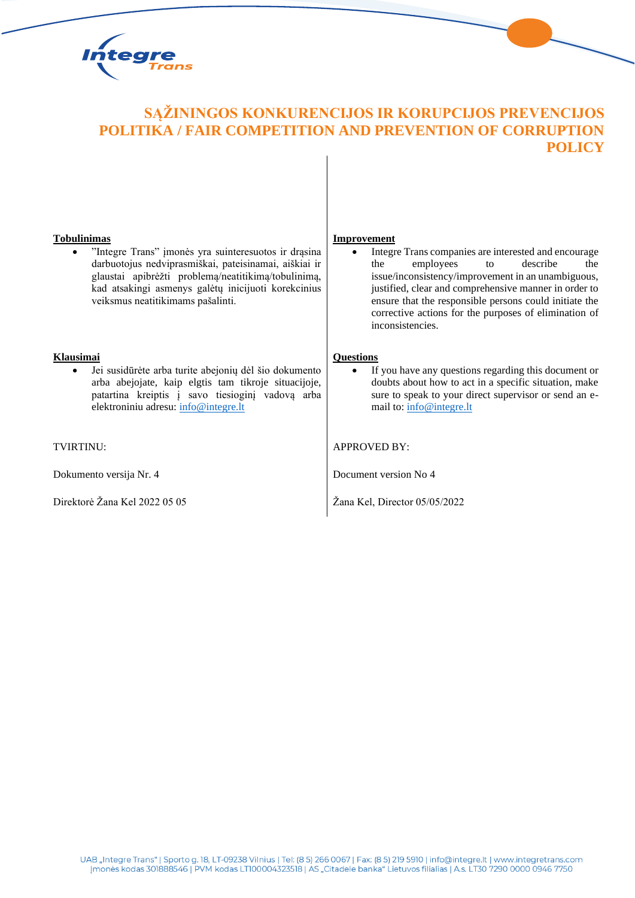# SĄŽININGOS KONKURENCIJOS IR KORUPCIJOS PREVENCIJOS POLITIKA / FAIR COMPETITION AND PREVENTION OF CORRUPTION POLICY

**Tobulinimas**

- "Integre Trans" įmonės yra suinteresuotos ir drąsina darbuotojus nedviprasmiškai, pateisinamai, aiškiai ir glaustai apibrėžti problemą/neatitikimą/tobulinimą, kad atsakingi asmenys galėtų inicijuoti korekcinius veiksmus neatitikimams pašalinti.

**Improvement**

- Integre Trans companies are interested and encourage the employees to describe the issue/inconsistency/improvement in an unambiguous, justified, clear and comprehensive manner in order to ensure that the responsible persons could initiate the corrective actions for the purposes of elimination of inconsistencies.

**Klausimai**

- Jei susidūrėte arba turite abejonių dėl šio dokumento arba abejojate, kaip elgtis tam tikroje situacijoje, patartina kreiptis į savo tiesioginį vadovą arba elektroniniu adresu: info@integre.lt

**Questions**

- If you have any questions regarding this document or doubts about how to act in a specific situation, make sure to speak to your direct supervisor or send an e-mail to: info@integre.lt

TVIRTINU:

Dokumento versija Nr. 4

Direktorė Žana Kel 2022 05 05

APPROVED BY:

Document version No 4

Žana Kel, Director 05/05/2022